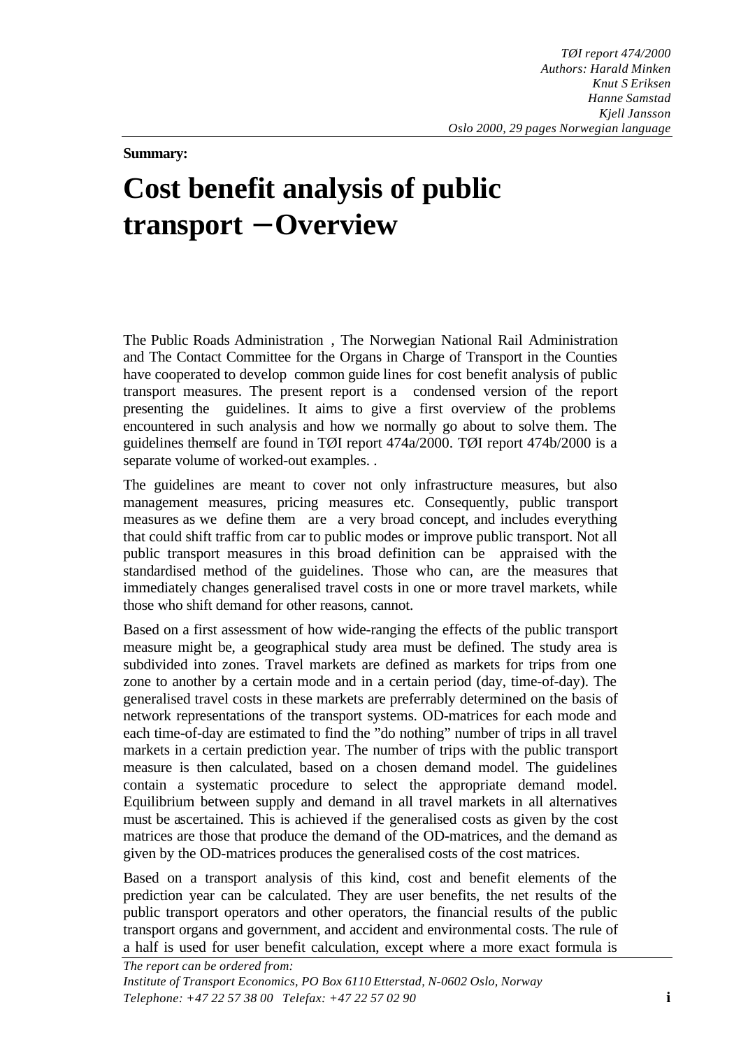*TØI report 474/2000*
*Authors: Harald Minken*
*Knut S Eriksen*
*Hanne Samstad*
*Kjell Jansson*
*Oslo 2000, 29 pages Norwegian language*

**Summary:**

# Cost benefit analysis of public transport – Overview

The Public Roads Administration , The Norwegian National Rail Administration and The Contact Committee for the Organs in Charge of Transport in the Counties have cooperated to develop common guide lines for cost benefit analysis of public transport measures. The present report is a condensed version of the report presenting the guidelines. It aims to give a first overview of the problems encountered in such analysis and how we normally go about to solve them. The guidelines themself are found in TØI report 474a/2000. TØI report 474b/2000 is a separate volume of worked-out examples. .

The guidelines are meant to cover not only infrastructure measures, but also management measures, pricing measures etc. Consequently, public transport measures as we define them are a very broad concept, and includes everything that could shift traffic from car to public modes or improve public transport. Not all public transport measures in this broad definition can be appraised with the standardised method of the guidelines. Those who can, are the measures that immediately changes generalised travel costs in one or more travel markets, while those who shift demand for other reasons, cannot.

Based on a first assessment of how wide-ranging the effects of the public transport measure might be, a geographical study area must be defined. The study area is subdivided into zones. Travel markets are defined as markets for trips from one zone to another by a certain mode and in a certain period (day, time-of-day). The generalised travel costs in these markets are preferrably determined on the basis of network representations of the transport systems. OD-matrices for each mode and each time-of-day are estimated to find the "do nothing" number of trips in all travel markets in a certain prediction year. The number of trips with the public transport measure is then calculated, based on a chosen demand model. The guidelines contain a systematic procedure to select the appropriate demand model. Equilibrium between supply and demand in all travel markets in all alternatives must be ascertained. This is achieved if the generalised costs as given by the cost matrices are those that produce the demand of the OD-matrices, and the demand as given by the OD-matrices produces the generalised costs of the cost matrices.

Based on a transport analysis of this kind, cost and benefit elements of the prediction year can be calculated. They are user benefits, the net results of the public transport operators and other operators, the financial results of the public transport organs and government, and accident and environmental costs. The rule of a half is used for user benefit calculation, except where a more exact formula is

*The report can be ordered from:*
*Institute of Transport Economics, PO Box 6110 Etterstad, N-0602 Oslo, Norway*
*Telephone: +47 22 57 38 00 Telefax: +47 22 57 02 90*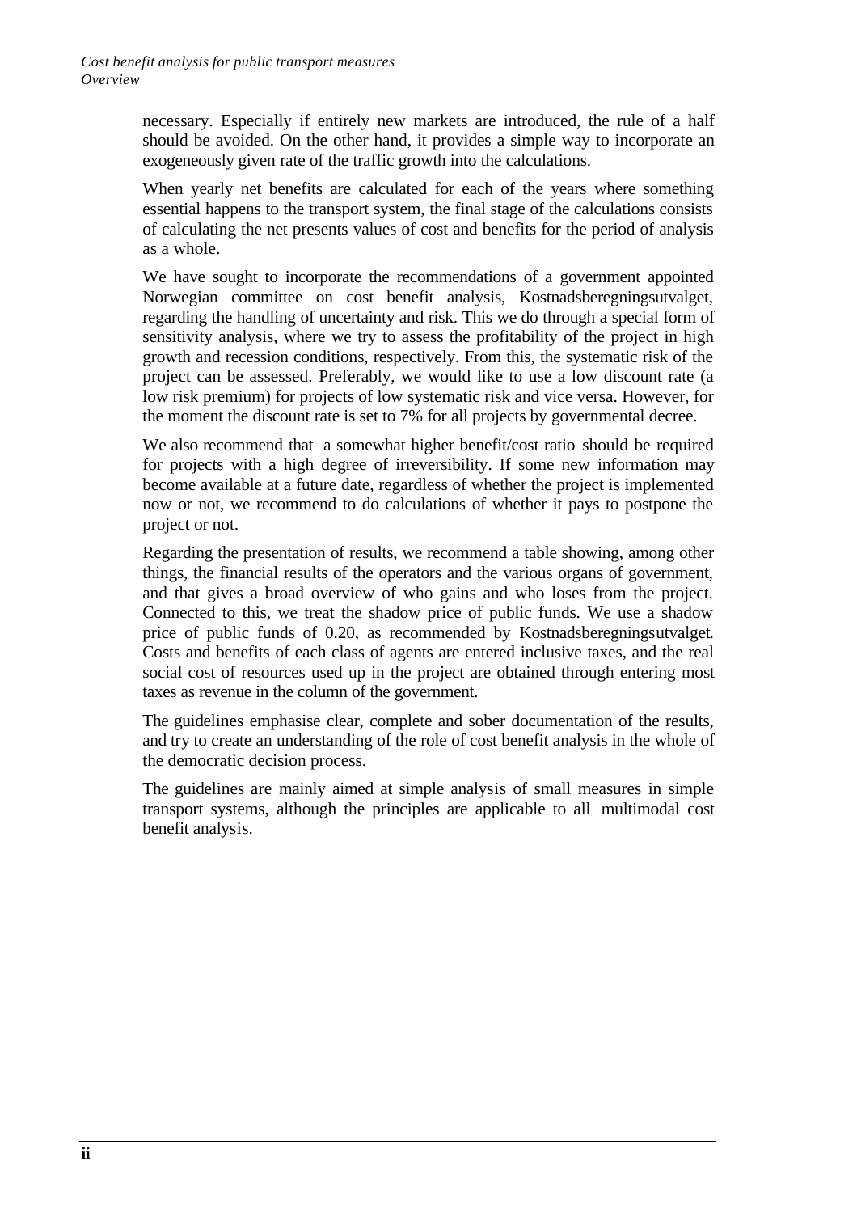necessary. Especially if entirely new markets are introduced, the rule of a half should be avoided. On the other hand, it provides a simple way to incorporate an exogeneously given rate of the traffic growth into the calculations.

When yearly net benefits are calculated for each of the years where something essential happens to the transport system, the final stage of the calculations consists of calculating the net presents values of cost and benefits for the period of analysis as a whole.

We have sought to incorporate the recommendations of a government appointed Norwegian committee on cost benefit analysis, Kostnadsberegningsutvalget, regarding the handling of uncertainty and risk. This we do through a special form of sensitivity analysis, where we try to assess the profitability of the project in high growth and recession conditions, respectively. From this, the systematic risk of the project can be assessed. Preferably, we would like to use a low discount rate (a low risk premium) for projects of low systematic risk and vice versa. However, for the moment the discount rate is set to 7% for all projects by governmental decree.

We also recommend that a somewhat higher benefit/cost ratio should be required for projects with a high degree of irreversibility. If some new information may become available at a future date, regardless of whether the project is implemented now or not, we recommend to do calculations of whether it pays to postpone the project or not.

Regarding the presentation of results, we recommend a table showing, among other things, the financial results of the operators and the various organs of government, and that gives a broad overview of who gains and who loses from the project. Connected to this, we treat the shadow price of public funds. We use a shadow price of public funds of 0.20, as recommended by Kostnadsberegningsutvalget. Costs and benefits of each class of agents are entered inclusive taxes, and the real social cost of resources used up in the project are obtained through entering most taxes as revenue in the column of the government.

The guidelines emphasise clear, complete and sober documentation of the results, and try to create an understanding of the role of cost benefit analysis in the whole of the democratic decision process.

The guidelines are mainly aimed at simple analysis of small measures in simple transport systems, although the principles are applicable to all multimodal cost benefit analysis.